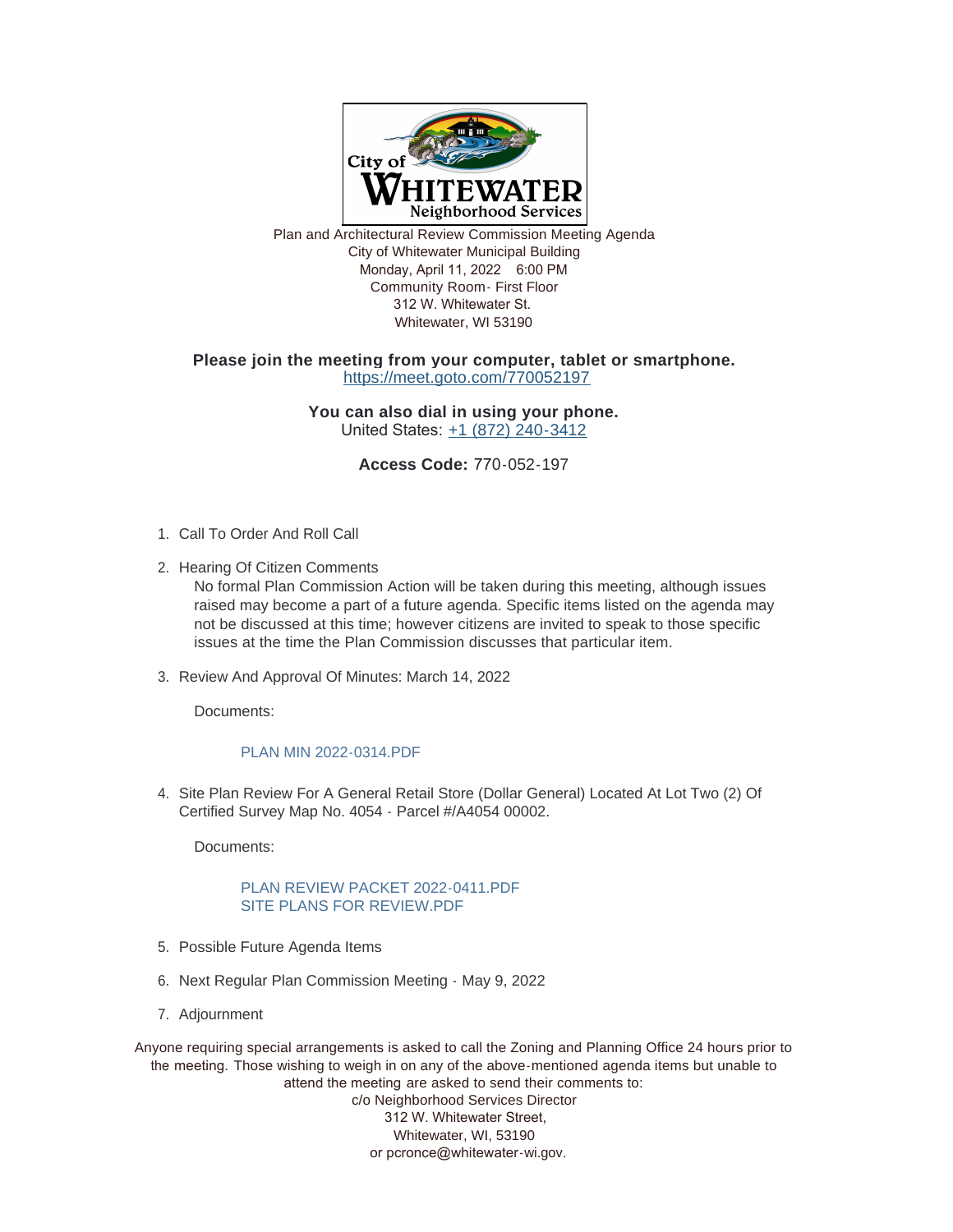City of WHITEWATER Neighborhood Services

Plan and Architectural Review Commission Meeting Agenda
City of Whitewater Municipal Building
Monday, April 11, 2022 6:00 PM
Community Room- First Floor
312 W. Whitewater St.
Whitewater, WI 53190

**Please join the meeting from your computer, tablet or smartphone.**
https://meet.goto.com/770052197

**You can also dial in using your phone.**
United States: +1 (872) 240-3412

**Access Code:** 770-052-197

1. Call To Order And Roll Call

2. Hearing Of Citizen Comments

   No formal Plan Commission Action will be taken during this meeting, although issues raised may become a part of a future agenda. Specific items listed on the agenda may not be discussed at this time; however citizens are invited to speak to those specific issues at the time the Plan Commission discusses that particular item.

3. Review And Approval Of Minutes: March 14, 2022

   Documents:

   PLAN MIN 2022-0314.PDF

4. Site Plan Review For A General Retail Store (Dollar General) Located At Lot Two (2) Of Certified Survey Map No. 4054 - Parcel #/A4054 00002.

   Documents:

   PLAN REVIEW PACKET 2022-0411.PDF
   SITE PLANS FOR REVIEW.PDF

5. Possible Future Agenda Items

6. Next Regular Plan Commission Meeting - May 9, 2022

7. Adjournment

Anyone requiring special arrangements is asked to call the Zoning and Planning Office 24 hours prior to the meeting. Those wishing to weigh in on any of the above-mentioned agenda items but unable to attend the meeting are asked to send their comments to:
c/o Neighborhood Services Director
312 W. Whitewater Street,
Whitewater, WI, 53190
or pcronce@whitewater-wi.gov.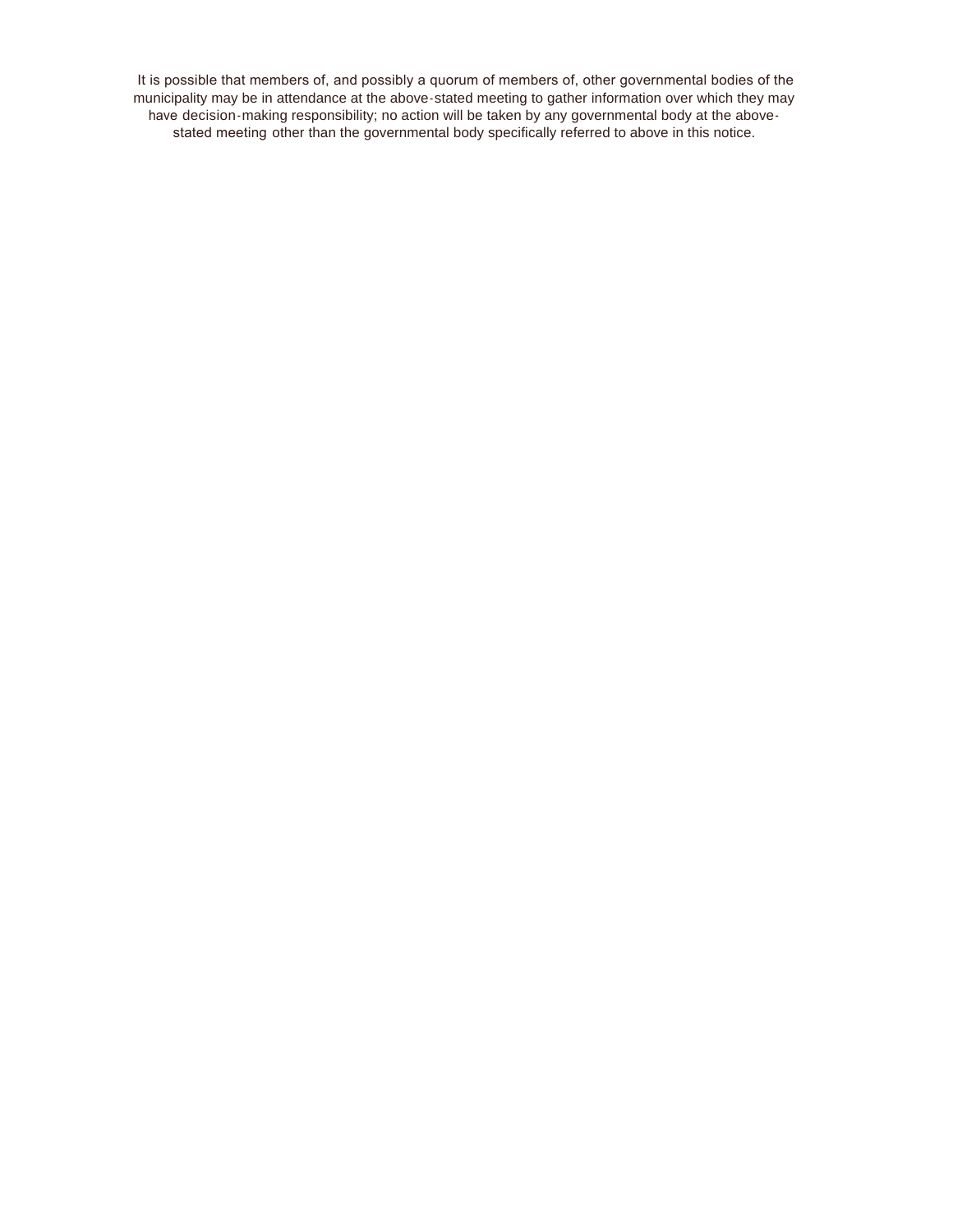It is possible that members of, and possibly a quorum of members of, other governmental bodies of the municipality may be in attendance at the above-stated meeting to gather information over which they may have decision-making responsibility; no action will be taken by any governmental body at the above-stated meeting other than the governmental body specifically referred to above in this notice.